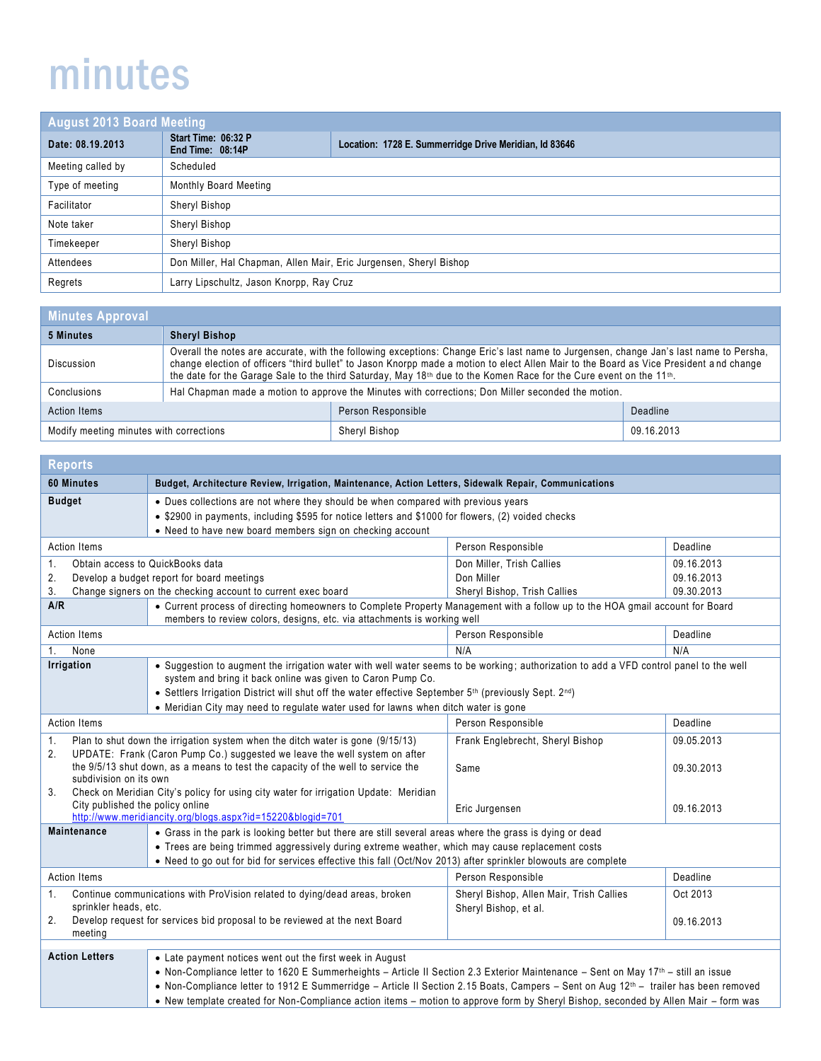# minutes

| August 2013 Board Meeting | | |
|---|---|---|
| **Date: 08.19.2013** | **Start Time: 06:32 P**<br>**End Time: 08:14P** | **Location: 1728 E. Summerridge Drive Meridian, Id 83646** |
| Meeting called by | Scheduled | |
| Type of meeting | Monthly Board Meeting | |
| Facilitator | Sheryl Bishop | |
| Note taker | Sheryl Bishop | |
| Timekeeper | Sheryl Bishop | |
| Attendees | Don Miller, Hal Chapman, Allen Mair, Eric Jurgensen, Sheryl Bishop | |
| Regrets | Larry Lipschultz, Jason Knorpp, Ray Cruz | |

## Minutes Approval

| **5 Minutes** | **Sheryl Bishop** | |
|---|---|---|
| Discussion | Overall the notes are accurate, with the following exceptions: Change Eric's last name to Jurgensen, change Jan's last name to Persha, change election of officers "third bullet" to Jason Knorpp made a motion to elect Allen Mair to the Board as Vice President and change the date for the Garage Sale to the third Saturday, May 18th due to the Komen Race for the Cure event on the 11th. | |
| Conclusions | Hal Chapman made a motion to approve the Minutes with corrections; Don Miller seconded the motion. | |
| Action Items | Person Responsible | Deadline |
| Modify meeting minutes with corrections | Sheryl Bishop | 09.16.2013 |

## Reports

| **60 Minutes** | **Budget, Architecture Review, Irrigation, Maintenance, Action Letters, Sidewalk Repair, Communications** | |
|---|---|---|
| **Budget** | • Dues collections are not where they should be when compared with previous years<br>• $2900 in payments, including $595 for notice letters and $1000 for flowers, (2) voided checks<br>• Need to have new board members sign on checking account | |
| Action Items | Person Responsible | Deadline |
| 1. Obtain access to QuickBooks data<br>2. Develop a budget report for board meetings<br>3. Change signers on the checking account to current exec board | Don Miller, Trish Callies<br>Don Miller<br>Sheryl Bishop, Trish Callies | 09.16.2013<br>09.16.2013<br>09.30.2013 |
| **A/R** | • Current process of directing homeowners to Complete Property Management with a follow up to the HOA gmail account for Board members to review colors, designs, etc. via attachments is working well | |
| Action Items | Person Responsible | Deadline |
| 1. None | N/A | N/A |
| **Irrigation** | • Suggestion to augment the irrigation water with well water seems to be working; authorization to add a VFD control panel to the well system and bring it back online was given to Caron Pump Co.<br>• Settlers Irrigation District will shut off the water effective September 5th (previously Sept. 2nd)<br>• Meridian City may need to regulate water used for lawns when ditch water is gone | |
| Action Items | Person Responsible | Deadline |
| 1. Plan to shut down the irrigation system when the ditch water is gone (9/15/13)<br>2. UPDATE: Frank (Caron Pump Co.) suggested we leave the well system on after the 9/5/13 shut down, as a means to test the capacity of the well to service the subdivision on its own<br>3. Check on Meridian City's policy for using city water for irrigation Update: Meridian City published the policy online http://www.meridiancity.org/blogs.aspx?id=15220&blogid=701 | Frank Englebrecht, Sheryl Bishop<br><br>Same<br><br>Eric Jurgensen | 09.05.2013<br><br>09.30.2013<br><br>09.16.2013 |
| **Maintenance** | • Grass in the park is looking better but there are still several areas where the grass is dying or dead<br>• Trees are being trimmed aggressively during extreme weather, which may cause replacement costs<br>• Need to go out for bid for services effective this fall (Oct/Nov 2013) after sprinkler blowouts are complete | |
| Action Items | Person Responsible | Deadline |
| 1. Continue communications with ProVision related to dying/dead areas, broken sprinkler heads, etc.<br>2. Develop request for services bid proposal to be reviewed at the next Board meeting | Sheryl Bishop, Allen Mair, Trish Callies<br>Sheryl Bishop, et al. | Oct 2013<br><br>09.16.2013 |
| **Action Letters** | • Late payment notices went out the first week in August<br>• Non-Compliance letter to 1620 E Summerheights – Article II Section 2.3 Exterior Maintenance – Sent on May 17th – still an issue<br>• Non-Compliance letter to 1912 E Summerridge – Article II Section 2.15 Boats, Campers – Sent on Aug 12th – trailer has been removed<br>• New template created for Non-Compliance action items – motion to approve form by Sheryl Bishop, seconded by Allen Mair – form was | |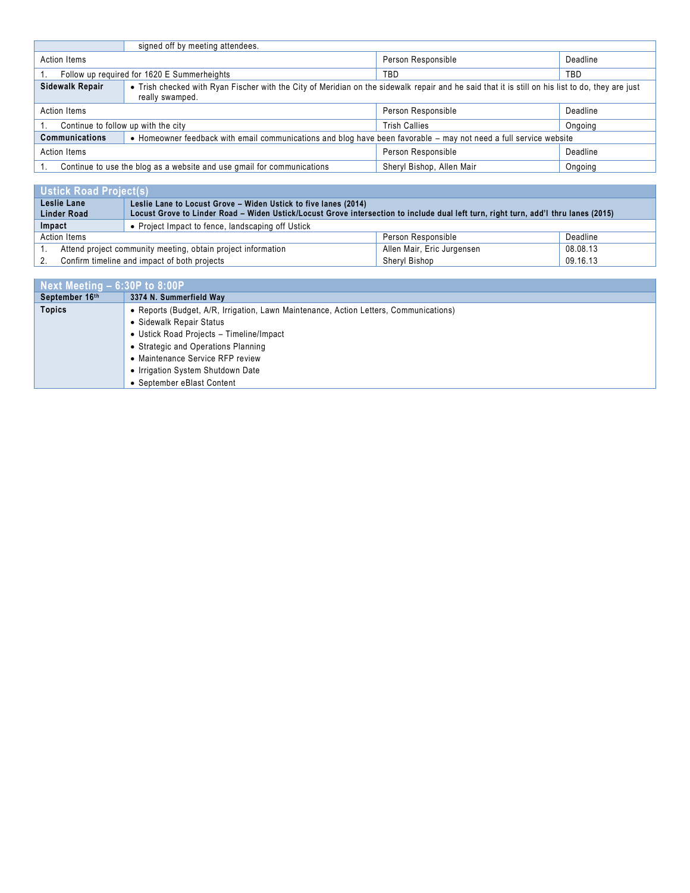| | | | |
|---|---|---|---|
| | signed off by meeting attendees. | | |
| Action Items | | Person Responsible | Deadline |
| 1. Follow up required for 1620 E Summerheights | | TBD | TBD |
| **Sidewalk Repair** | • Trish checked with Ryan Fischer with the City of Meridian on the sidewalk repair and he said that it is still on his list to do, they are just really swamped. | | |
| Action Items | | Person Responsible | Deadline |
| 1. Continue to follow up with the city | | Trish Callies | Ongoing |
| **Communications** | • Homeowner feedback with email communications and blog have been favorable – may not need a full service website | | |
| Action Items | | Person Responsible | Deadline |
| 1. Continue to use the blog as a website and use gmail for communications | | Sheryl Bishop, Allen Mair | Ongoing |

## Ustick Road Project(s)

| | | | |
|---|---|---|---|
| **Leslie Lane**<br>**Linder Road** | **Leslie Lane to Locust Grove – Widen Ustick to five lanes (2014)**<br>**Locust Grove to Linder Road – Widen Ustick/Locust Grove intersection to include dual left turn, right turn, add'l thru lanes (2015)** | | |
| **Impact** | • Project Impact to fence, landscaping off Ustick | | |
| Action Items | | Person Responsible | Deadline |
| 1. Attend project community meeting, obtain project information | | Allen Mair, Eric Jurgensen | 08.08.13 |
| 2. Confirm timeline and impact of both projects | | Sheryl Bishop | 09.16.13 |

## Next Meeting – 6:30P to 8:00P

| | |
|---|---|
| **September 16th** | **3374 N. Summerfield Way** |
| **Topics** | • Reports (Budget, A/R, Irrigation, Lawn Maintenance, Action Letters, Communications)<br>• Sidewalk Repair Status<br>• Ustick Road Projects – Timeline/Impact<br>• Strategic and Operations Planning<br>• Maintenance Service RFP review<br>• Irrigation System Shutdown Date<br>• September eBlast Content |